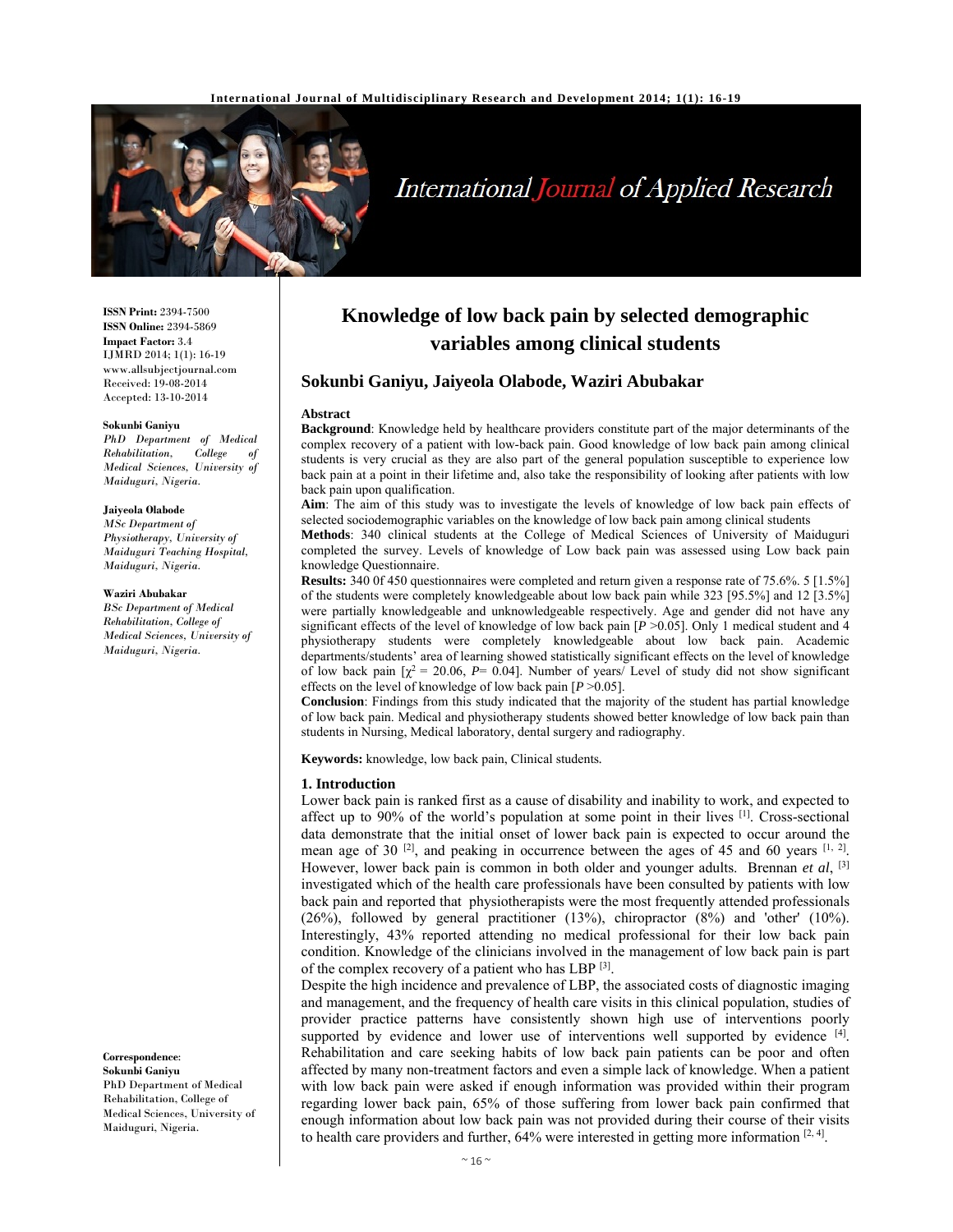ISSN Print: 2394-7500
ISSN Online: 2394-5869
Impact Factor: 3.4
IJMRD 2014; 1(1): 16-19
www.allsubjectjournal.com
Received: 19-08-2014
Accepted: 13-10-2014

**Sokunbi Ganiyu**
*PhD Department of Medical Rehabilitation, College of Medical Sciences, University of Maiduguri, Nigeria.*

**Jaiyeola Olabode**
*MSc Department of Physiotherapy, University of Maiduguri Teaching Hospital, Maiduguri, Nigeria.*

**Waziri Abubakar**
*BSc Department of Medical Rehabilitation, College of Medical Sciences, University of Maiduguri, Nigeria.*

**Correspondence**:
**Sokunbi Ganiyu**
PhD Department of Medical Rehabilitation, College of Medical Sciences, University of Maiduguri, Nigeria.

# Knowledge of low back pain by selected demographic variables among clinical students

## Sokunbi Ganiyu, Jaiyeola Olabode, Waziri Abubakar

### Abstract

**Background**: Knowledge held by healthcare providers constitute part of the major determinants of the complex recovery of a patient with low-back pain. Good knowledge of low back pain among clinical students is very crucial as they are also part of the general population susceptible to experience low back pain at a point in their lifetime and, also take the responsibility of looking after patients with low back pain upon qualification.

**Aim**: The aim of this study was to investigate the levels of knowledge of low back pain effects of selected sociodemographic variables on the knowledge of low back pain among clinical students

**Methods**: 340 clinical students at the College of Medical Sciences of University of Maiduguri completed the survey. Levels of knowledge of Low back pain was assessed using Low back pain knowledge Questionnaire.

**Results:** 340 0f 450 questionnaires were completed and return given a response rate of 75.6%. 5 [1.5%] of the students were completely knowledgeable about low back pain while 323 [95.5%] and 12 [3.5%] were partially knowledgeable and unknowledgeable respectively. Age and gender did not have any significant effects of the level of knowledge of low back pain [$P$ >0.05]. Only 1 medical student and 4 physiotherapy students were completely knowledgeable about low back pain. Academic departments/students' area of learning showed statistically significant effects on the level of knowledge of low back pain [$\chi^2$ = 20.06, $P$= 0.04]. Number of years/ Level of study did not show significant effects on the level of knowledge of low back pain [$P$ >0.05].

**Conclusion**: Findings from this study indicated that the majority of the student has partial knowledge of low back pain. Medical and physiotherapy students showed better knowledge of low back pain than students in Nursing, Medical laboratory, dental surgery and radiography.

**Keywords:** knowledge, low back pain, Clinical students.

### 1. Introduction

Lower back pain is ranked first as a cause of disability and inability to work, and expected to affect up to 90% of the world's population at some point in their lives [1]. Cross-sectional data demonstrate that the initial onset of lower back pain is expected to occur around the mean age of 30 [2], and peaking in occurrence between the ages of 45 and 60 years [1, 2]. However, lower back pain is common in both older and younger adults. Brennan *et al*, [3] investigated which of the health care professionals have been consulted by patients with low back pain and reported that physiotherapists were the most frequently attended professionals (26%), followed by general practitioner (13%), chiropractor (8%) and 'other' (10%). Interestingly, 43% reported attending no medical professional for their low back pain condition. Knowledge of the clinicians involved in the management of low back pain is part of the complex recovery of a patient who has LBP [3].

Despite the high incidence and prevalence of LBP, the associated costs of diagnostic imaging and management, and the frequency of health care visits in this clinical population, studies of provider practice patterns have consistently shown high use of interventions poorly supported by evidence and lower use of interventions well supported by evidence [4]. Rehabilitation and care seeking habits of low back pain patients can be poor and often affected by many non-treatment factors and even a simple lack of knowledge. When a patient with low back pain were asked if enough information was provided within their program regarding lower back pain, 65% of those suffering from lower back pain confirmed that enough information about low back pain was not provided during their course of their visits to health care providers and further, 64% were interested in getting more information [2, 4].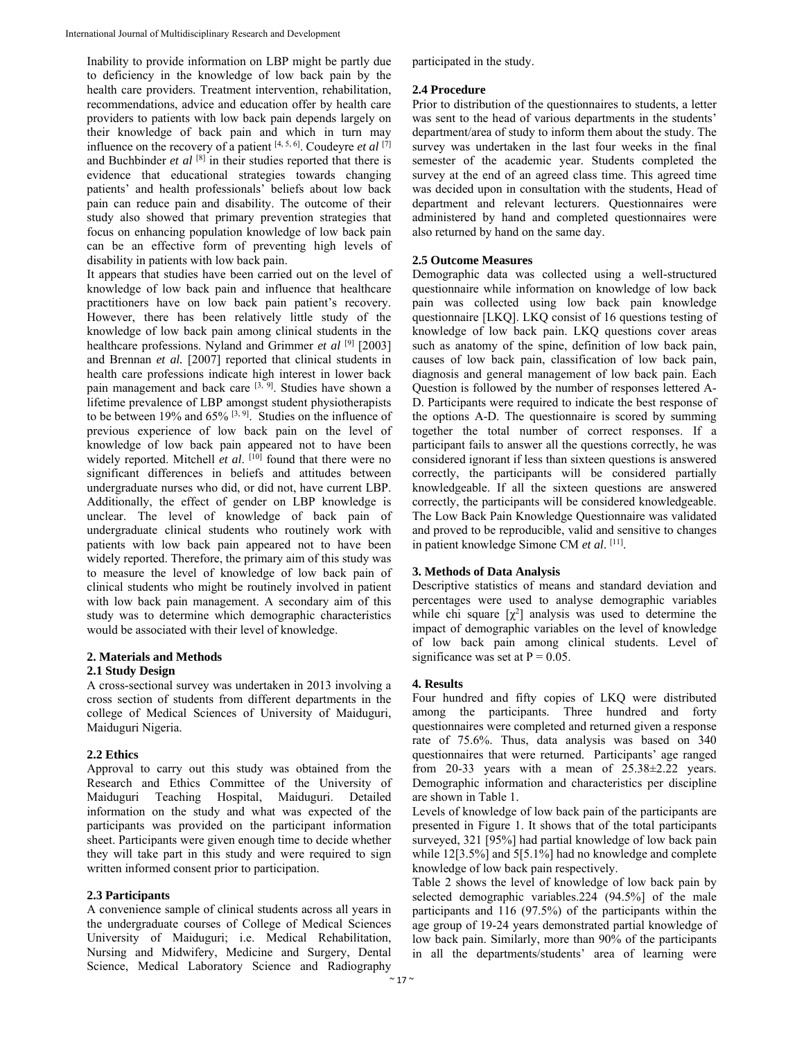Inability to provide information on LBP might be partly due to deficiency in the knowledge of low back pain by the health care providers. Treatment intervention, rehabilitation, recommendations, advice and education offer by health care providers to patients with low back pain depends largely on their knowledge of back pain and which in turn may influence on the recovery of a patient [4, 5, 6]. Coudeyre *et al* [7] and Buchbinder *et al* [8] in their studies reported that there is evidence that educational strategies towards changing patients' and health professionals' beliefs about low back pain can reduce pain and disability. The outcome of their study also showed that primary prevention strategies that focus on enhancing population knowledge of low back pain can be an effective form of preventing high levels of disability in patients with low back pain.

It appears that studies have been carried out on the level of knowledge of low back pain and influence that healthcare practitioners have on low back pain patient's recovery. However, there has been relatively little study of the knowledge of low back pain among clinical students in the healthcare professions. Nyland and Grimmer *et al* [9] [2003] and Brennan *et al.* [2007] reported that clinical students in health care professions indicate high interest in lower back pain management and back care [3, 9]. Studies have shown a lifetime prevalence of LBP amongst student physiotherapists to be between 19% and 65% [3, 9]. Studies on the influence of previous experience of low back pain on the level of knowledge of low back pain appeared not to have been widely reported. Mitchell *et al*. [10] found that there were no significant differences in beliefs and attitudes between undergraduate nurses who did, or did not, have current LBP. Additionally, the effect of gender on LBP knowledge is unclear. The level of knowledge of back pain of undergraduate clinical students who routinely work with patients with low back pain appeared not to have been widely reported. Therefore, the primary aim of this study was to measure the level of knowledge of low back pain of clinical students who might be routinely involved in patient with low back pain management. A secondary aim of this study was to determine which demographic characteristics would be associated with their level of knowledge.

## 2. Materials and Methods

### 2.1 Study Design

A cross-sectional survey was undertaken in 2013 involving a cross section of students from different departments in the college of Medical Sciences of University of Maiduguri, Maiduguri Nigeria.

### 2.2 Ethics

Approval to carry out this study was obtained from the Research and Ethics Committee of the University of Maiduguri Teaching Hospital, Maiduguri. Detailed information on the study and what was expected of the participants was provided on the participant information sheet. Participants were given enough time to decide whether they will take part in this study and were required to sign written informed consent prior to participation.

### 2.3 Participants

A convenience sample of clinical students across all years in the undergraduate courses of College of Medical Sciences University of Maiduguri; i.e. Medical Rehabilitation, Nursing and Midwifery, Medicine and Surgery, Dental Science, Medical Laboratory Science and Radiography participated in the study.

### 2.4 Procedure

Prior to distribution of the questionnaires to students, a letter was sent to the head of various departments in the students' department/area of study to inform them about the study. The survey was undertaken in the last four weeks in the final semester of the academic year. Students completed the survey at the end of an agreed class time. This agreed time was decided upon in consultation with the students, Head of department and relevant lecturers. Questionnaires were administered by hand and completed questionnaires were also returned by hand on the same day.

### 2.5 Outcome Measures

Demographic data was collected using a well-structured questionnaire while information on knowledge of low back pain was collected using low back pain knowledge questionnaire [LKQ]. LKQ consist of 16 questions testing of knowledge of low back pain. LKQ questions cover areas such as anatomy of the spine, definition of low back pain, causes of low back pain, classification of low back pain, diagnosis and general management of low back pain. Each Question is followed by the number of responses lettered A-D. Participants were required to indicate the best response of the options A-D. The questionnaire is scored by summing together the total number of correct responses. If a participant fails to answer all the questions correctly, he was considered ignorant if less than sixteen questions is answered correctly, the participants will be considered partially knowledgeable. If all the sixteen questions are answered correctly, the participants will be considered knowledgeable. The Low Back Pain Knowledge Questionnaire was validated and proved to be reproducible, valid and sensitive to changes in patient knowledge Simone CM *et al*. [11].

## 3. Methods of Data Analysis

Descriptive statistics of means and standard deviation and percentages were used to analyse demographic variables while chi square [$\chi^2$] analysis was used to determine the impact of demographic variables on the level of knowledge of low back pain among clinical students. Level of significance was set at $P = 0.05$.

## 4. Results

Four hundred and fifty copies of LKQ were distributed among the participants. Three hundred and forty questionnaires were completed and returned given a response rate of 75.6%. Thus, data analysis was based on 340 questionnaires that were returned. Participants' age ranged from 20-33 years with a mean of 25.38±2.22 years. Demographic information and characteristics per discipline are shown in Table 1.

Levels of knowledge of low back pain of the participants are presented in Figure 1. It shows that of the total participants surveyed, 321 [95%] had partial knowledge of low back pain while 12[3.5%] and 5[5.1%] had no knowledge and complete knowledge of low back pain respectively.

Table 2 shows the level of knowledge of low back pain by selected demographic variables.224 (94.5%] of the male participants and 116 (97.5%) of the participants within the age group of 19-24 years demonstrated partial knowledge of low back pain. Similarly, more than 90% of the participants in all the departments/students' area of learning were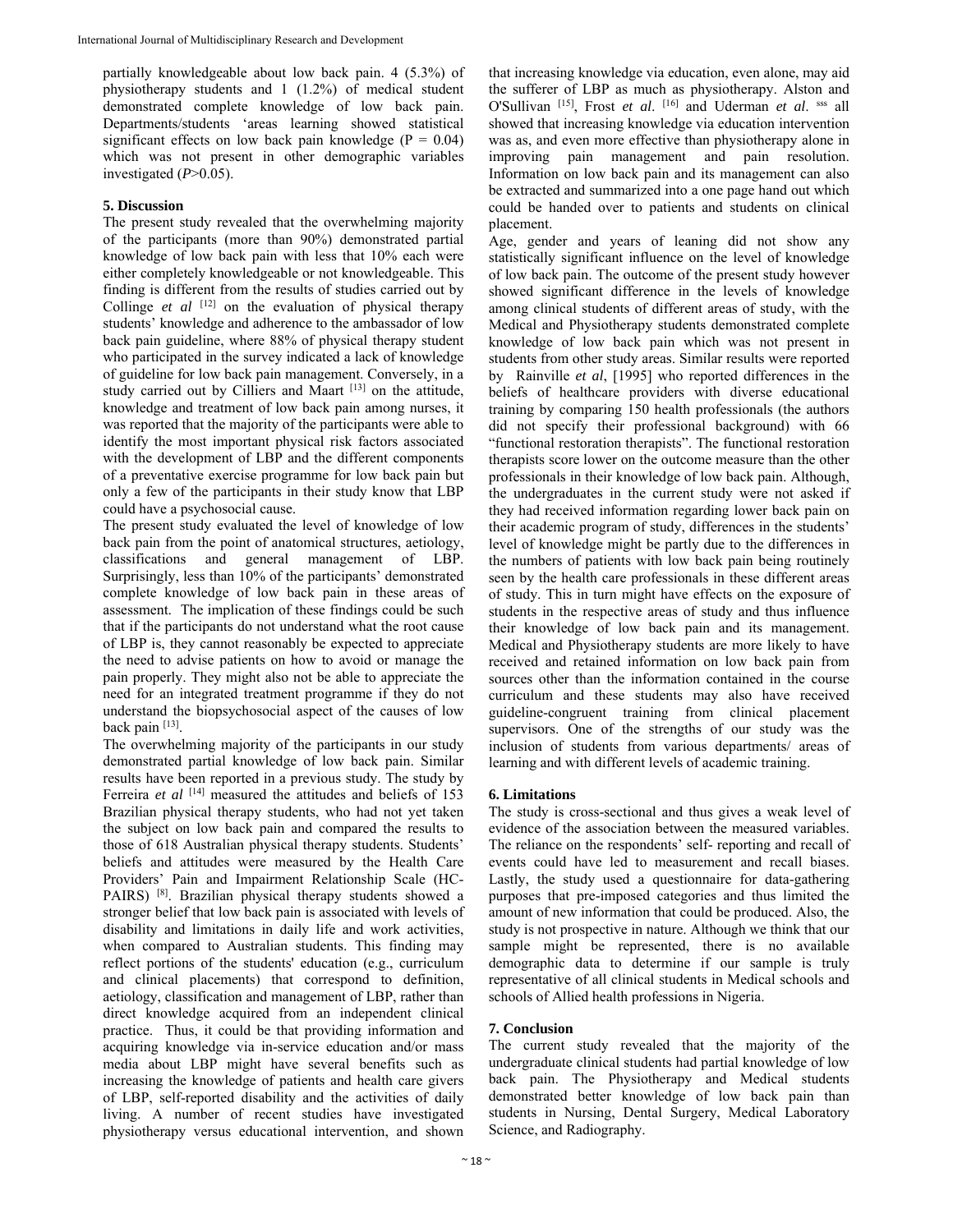partially knowledgeable about low back pain. 4 (5.3%) of physiotherapy students and 1 (1.2%) of medical student demonstrated complete knowledge of low back pain. Departments/students 'areas learning showed statistical significant effects on low back pain knowledge (P = 0.04) which was not present in other demographic variables investigated (*P*>0.05).

## 5. Discussion

The present study revealed that the overwhelming majority of the participants (more than 90%) demonstrated partial knowledge of low back pain with less that 10% each were either completely knowledgeable or not knowledgeable. This finding is different from the results of studies carried out by Collinge *et al* [12] on the evaluation of physical therapy students' knowledge and adherence to the ambassador of low back pain guideline, where 88% of physical therapy student who participated in the survey indicated a lack of knowledge of guideline for low back pain management. Conversely, in a study carried out by Cilliers and Maart [13] on the attitude, knowledge and treatment of low back pain among nurses, it was reported that the majority of the participants were able to identify the most important physical risk factors associated with the development of LBP and the different components of a preventative exercise programme for low back pain but only a few of the participants in their study know that LBP could have a psychosocial cause.

The present study evaluated the level of knowledge of low back pain from the point of anatomical structures, aetiology, classifications and general management of LBP. Surprisingly, less than 10% of the participants' demonstrated complete knowledge of low back pain in these areas of assessment. The implication of these findings could be such that if the participants do not understand what the root cause of LBP is, they cannot reasonably be expected to appreciate the need to advise patients on how to avoid or manage the pain properly. They might also not be able to appreciate the need for an integrated treatment programme if they do not understand the biopsychosocial aspect of the causes of low back pain [13].

The overwhelming majority of the participants in our study demonstrated partial knowledge of low back pain. Similar results have been reported in a previous study. The study by Ferreira *et al* [14] measured the attitudes and beliefs of 153 Brazilian physical therapy students, who had not yet taken the subject on low back pain and compared the results to those of 618 Australian physical therapy students. Students' beliefs and attitudes were measured by the Health Care Providers' Pain and Impairment Relationship Scale (HC-PAIRS) [8]. Brazilian physical therapy students showed a stronger belief that low back pain is associated with levels of disability and limitations in daily life and work activities, when compared to Australian students. This finding may reflect portions of the students' education (e.g., curriculum and clinical placements) that correspond to definition, aetiology, classification and management of LBP, rather than direct knowledge acquired from an independent clinical practice. Thus, it could be that providing information and acquiring knowledge via in-service education and/or mass media about LBP might have several benefits such as increasing the knowledge of patients and health care givers of LBP, self-reported disability and the activities of daily living. A number of recent studies have investigated physiotherapy versus educational intervention, and shown that increasing knowledge via education, even alone, may aid the sufferer of LBP as much as physiotherapy. Alston and O'Sullivan [15], Frost *et al*. [16] and Uderman *et al*. sss all showed that increasing knowledge via education intervention was as, and even more effective than physiotherapy alone in improving pain management and pain resolution. Information on low back pain and its management can also be extracted and summarized into a one page hand out which could be handed over to patients and students on clinical placement.

Age, gender and years of leaning did not show any statistically significant influence on the level of knowledge of low back pain. The outcome of the present study however showed significant difference in the levels of knowledge among clinical students of different areas of study, with the Medical and Physiotherapy students demonstrated complete knowledge of low back pain which was not present in students from other study areas. Similar results were reported by Rainville *et al*, [1995] who reported differences in the beliefs of healthcare providers with diverse educational training by comparing 150 health professionals (the authors did not specify their professional background) with 66 "functional restoration therapists". The functional restoration therapists score lower on the outcome measure than the other professionals in their knowledge of low back pain. Although, the undergraduates in the current study were not asked if they had received information regarding lower back pain on their academic program of study, differences in the students' level of knowledge might be partly due to the differences in the numbers of patients with low back pain being routinely seen by the health care professionals in these different areas of study. This in turn might have effects on the exposure of students in the respective areas of study and thus influence their knowledge of low back pain and its management. Medical and Physiotherapy students are more likely to have received and retained information on low back pain from sources other than the information contained in the course curriculum and these students may also have received guideline-congruent training from clinical placement supervisors. One of the strengths of our study was the inclusion of students from various departments/ areas of learning and with different levels of academic training.

## 6. Limitations

The study is cross-sectional and thus gives a weak level of evidence of the association between the measured variables. The reliance on the respondents' self- reporting and recall of events could have led to measurement and recall biases. Lastly, the study used a questionnaire for data-gathering purposes that pre-imposed categories and thus limited the amount of new information that could be produced. Also, the study is not prospective in nature. Although we think that our sample might be represented, there is no available demographic data to determine if our sample is truly representative of all clinical students in Medical schools and schools of Allied health professions in Nigeria.

## 7. Conclusion

The current study revealed that the majority of the undergraduate clinical students had partial knowledge of low back pain. The Physiotherapy and Medical students demonstrated better knowledge of low back pain than students in Nursing, Dental Surgery, Medical Laboratory Science, and Radiography.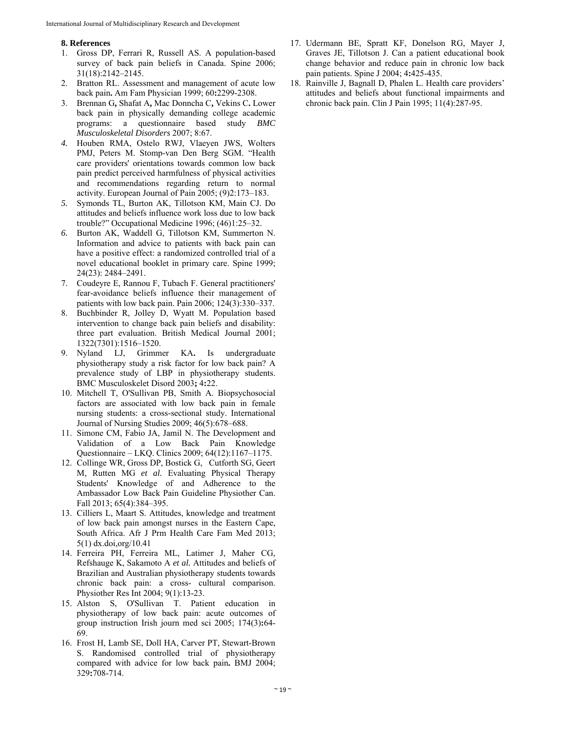## 8. References

1. Gross DP, Ferrari R, Russell AS. A population-based survey of back pain beliefs in Canada. Spine 2006; 31(18):2142–2145.
2. Bratton RL. Assessment and management of acute low back pain**.** Am Fam Physician 1999; 60**:**2299-2308.
3. Brennan G**,** Shafat A**,** Mac Donncha C**,** Vekins C**.** Lower back pain in physically demanding college academic programs: a questionnaire based study *BMC Musculoskeletal Disorders* 2007; 8:67.
4. Houben RMA, Ostelo RWJ, Vlaeyen JWS, Wolters PMJ, Peters M. Stomp-van Den Berg SGM. "Health care providers' orientations towards common low back pain predict perceived harmfulness of physical activities and recommendations regarding return to normal activity. European Journal of Pain 2005; (9)2:173–183.
5. Symonds TL, Burton AK, Tillotson KM, Main CJ. Do attitudes and beliefs influence work loss due to low back trouble?" Occupational Medicine 1996; (46)1:25–32.
6. Burton AK, Waddell G, Tillotson KM, Summerton N. Information and advice to patients with back pain can have a positive effect: a randomized controlled trial of a novel educational booklet in primary care. Spine 1999; 24(23): 2484–2491.
7. Coudeyre E, Rannou F, Tubach F. General practitioners' fear-avoidance beliefs influence their management of patients with low back pain. Pain 2006; 124(3):330–337.
8. Buchbinder R, Jolley D, Wyatt M. Population based intervention to change back pain beliefs and disability: three part evaluation. British Medical Journal 2001; 1322(7301):1516–1520.
9. Nyland LJ, Grimmer KA**.** Is undergraduate physiotherapy study a risk factor for low back pain? A prevalence study of LBP in physiotherapy students. BMC Musculoskelet Disord 2003**;** 4**:**22.
10. Mitchell T, O'Sullivan PB, Smith A. Biopsychosocial factors are associated with low back pain in female nursing students: a cross-sectional study. International Journal of Nursing Studies 2009; 46(5):678–688.
11. Simone CM, Fabio JA, Jamil N. The Development and Validation of a Low Back Pain Knowledge Questionnaire – LKQ. Clinics 2009; 64(12):1167–1175.
12. Collinge WR, Gross DP, Bostick G, Cutforth SG, Geert M, Rutten MG *et al.* Evaluating Physical Therapy Students' Knowledge of and Adherence to the Ambassador Low Back Pain Guideline Physiother Can. Fall 2013; 65(4):384–395.
13. Cilliers L, Maart S. Attitudes, knowledge and treatment of low back pain amongst nurses in the Eastern Cape, South Africa. Afr J Prm Health Care Fam Med 2013; 5(1) dx.doi,org/10.41
14. Ferreira PH, Ferreira ML, Latimer J, Maher CG, Refshauge K, Sakamoto A *et al.* Attitudes and beliefs of Brazilian and Australian physiotherapy students towards chronic back pain: a cross- cultural comparison. Physiother Res Int 2004; 9(1):13-23.
15. Alston S, O'Sullivan T. Patient education in physiotherapy of low back pain: acute outcomes of group instruction Irish journ med sci 2005; 174(3)**:**64-69.
16. Frost H, Lamb SE, Doll HA, Carver PT, Stewart-Brown S. Randomised controlled trial of physiotherapy compared with advice for low back pain**.** BMJ 2004; 329**:**708-714.
17. Udermann BE, Spratt KF, Donelson RG, Mayer J, Graves JE, Tillotson J. Can a patient educational book change behavior and reduce pain in chronic low back pain patients. Spine J 2004; 4**:**425-435.
18. Rainville J, Bagnall D, Phalen L. Health care providers' attitudes and beliefs about functional impairments and chronic back pain. Clin J Pain 1995; 11(4):287-95.